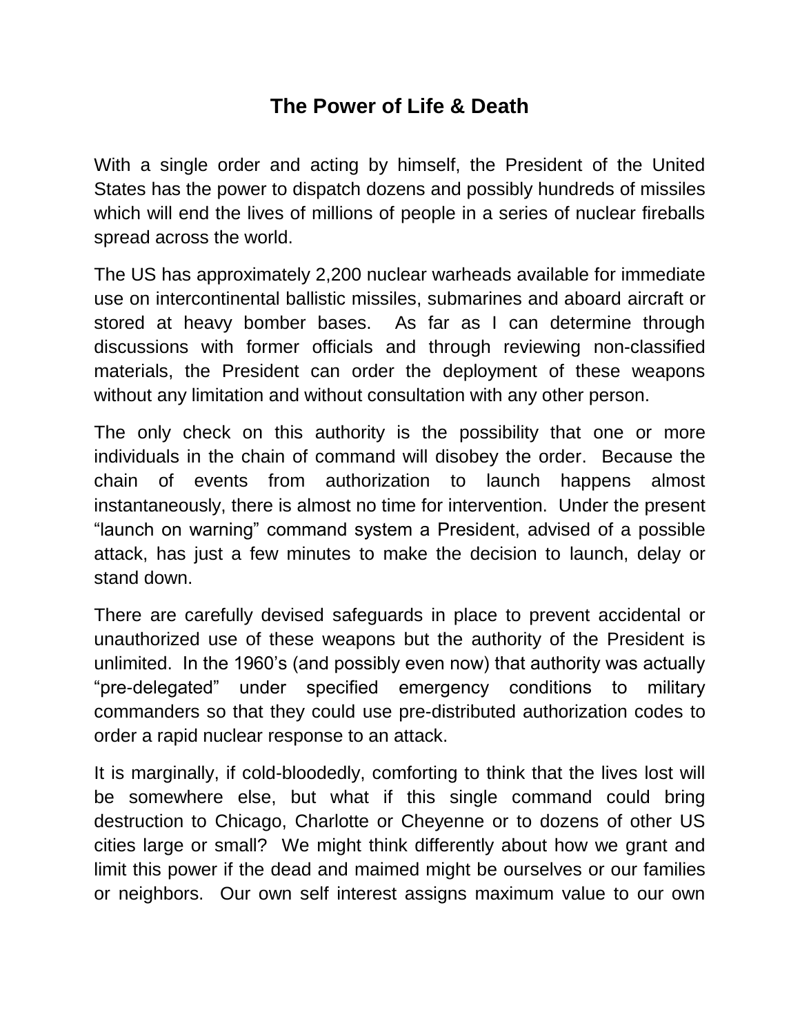# The Power of Life & Death

With a single order and acting by himself, the President of the United States has the power to dispatch dozens and possibly hundreds of missiles which will end the lives of millions of people in a series of nuclear fireballs spread across the world.

The US has approximately 2,200 nuclear warheads available for immediate use on intercontinental ballistic missiles, submarines and aboard aircraft or stored at heavy bomber bases. As far as I can determine through discussions with former officials and through reviewing non-classified materials, the President can order the deployment of these weapons without any limitation and without consultation with any other person.

The only check on this authority is the possibility that one or more individuals in the chain of command will disobey the order. Because the chain of events from authorization to launch happens almost instantaneously, there is almost no time for intervention. Under the present "launch on warning" command system a President, advised of a possible attack, has just a few minutes to make the decision to launch, delay or stand down.

There are carefully devised safeguards in place to prevent accidental or unauthorized use of these weapons but the authority of the President is unlimited. In the 1960's (and possibly even now) that authority was actually "pre-delegated" under specified emergency conditions to military commanders so that they could use pre-distributed authorization codes to order a rapid nuclear response to an attack.

It is marginally, if cold-bloodedly, comforting to think that the lives lost will be somewhere else, but what if this single command could bring destruction to Chicago, Charlotte or Cheyenne or to dozens of other US cities large or small? We might think differently about how we grant and limit this power if the dead and maimed might be ourselves or our families or neighbors. Our own self interest assigns maximum value to our own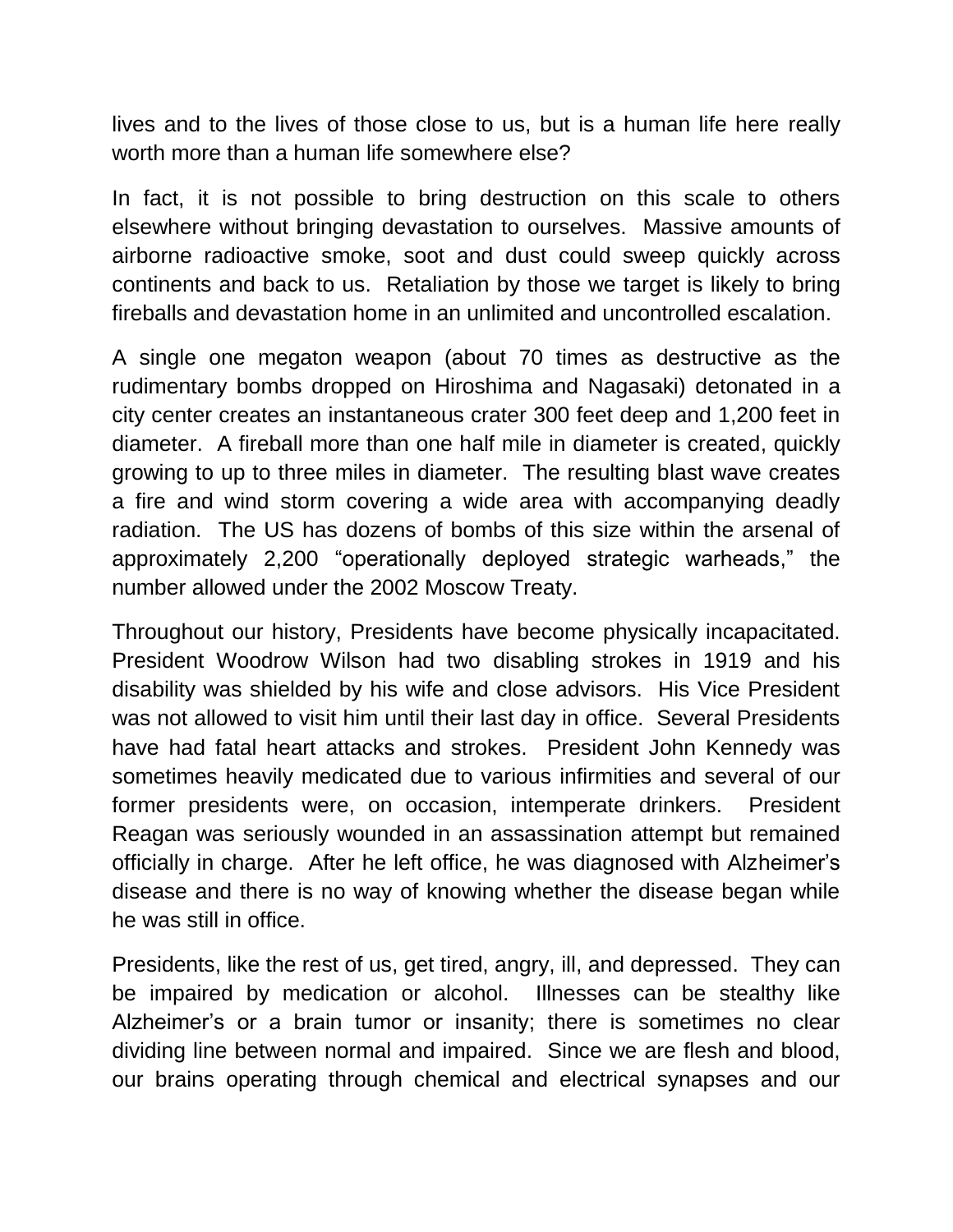lives and to the lives of those close to us, but is a human life here really worth more than a human life somewhere else?

In fact, it is not possible to bring destruction on this scale to others elsewhere without bringing devastation to ourselves. Massive amounts of airborne radioactive smoke, soot and dust could sweep quickly across continents and back to us. Retaliation by those we target is likely to bring fireballs and devastation home in an unlimited and uncontrolled escalation.

A single one megaton weapon (about 70 times as destructive as the rudimentary bombs dropped on Hiroshima and Nagasaki) detonated in a city center creates an instantaneous crater 300 feet deep and 1,200 feet in diameter. A fireball more than one half mile in diameter is created, quickly growing to up to three miles in diameter. The resulting blast wave creates a fire and wind storm covering a wide area with accompanying deadly radiation. The US has dozens of bombs of this size within the arsenal of approximately 2,200 "operationally deployed strategic warheads," the number allowed under the 2002 Moscow Treaty.

Throughout our history, Presidents have become physically incapacitated. President Woodrow Wilson had two disabling strokes in 1919 and his disability was shielded by his wife and close advisors. His Vice President was not allowed to visit him until their last day in office. Several Presidents have had fatal heart attacks and strokes. President John Kennedy was sometimes heavily medicated due to various infirmities and several of our former presidents were, on occasion, intemperate drinkers. President Reagan was seriously wounded in an assassination attempt but remained officially in charge. After he left office, he was diagnosed with Alzheimer's disease and there is no way of knowing whether the disease began while he was still in office.

Presidents, like the rest of us, get tired, angry, ill, and depressed. They can be impaired by medication or alcohol. Illnesses can be stealthy like Alzheimer's or a brain tumor or insanity; there is sometimes no clear dividing line between normal and impaired. Since we are flesh and blood, our brains operating through chemical and electrical synapses and our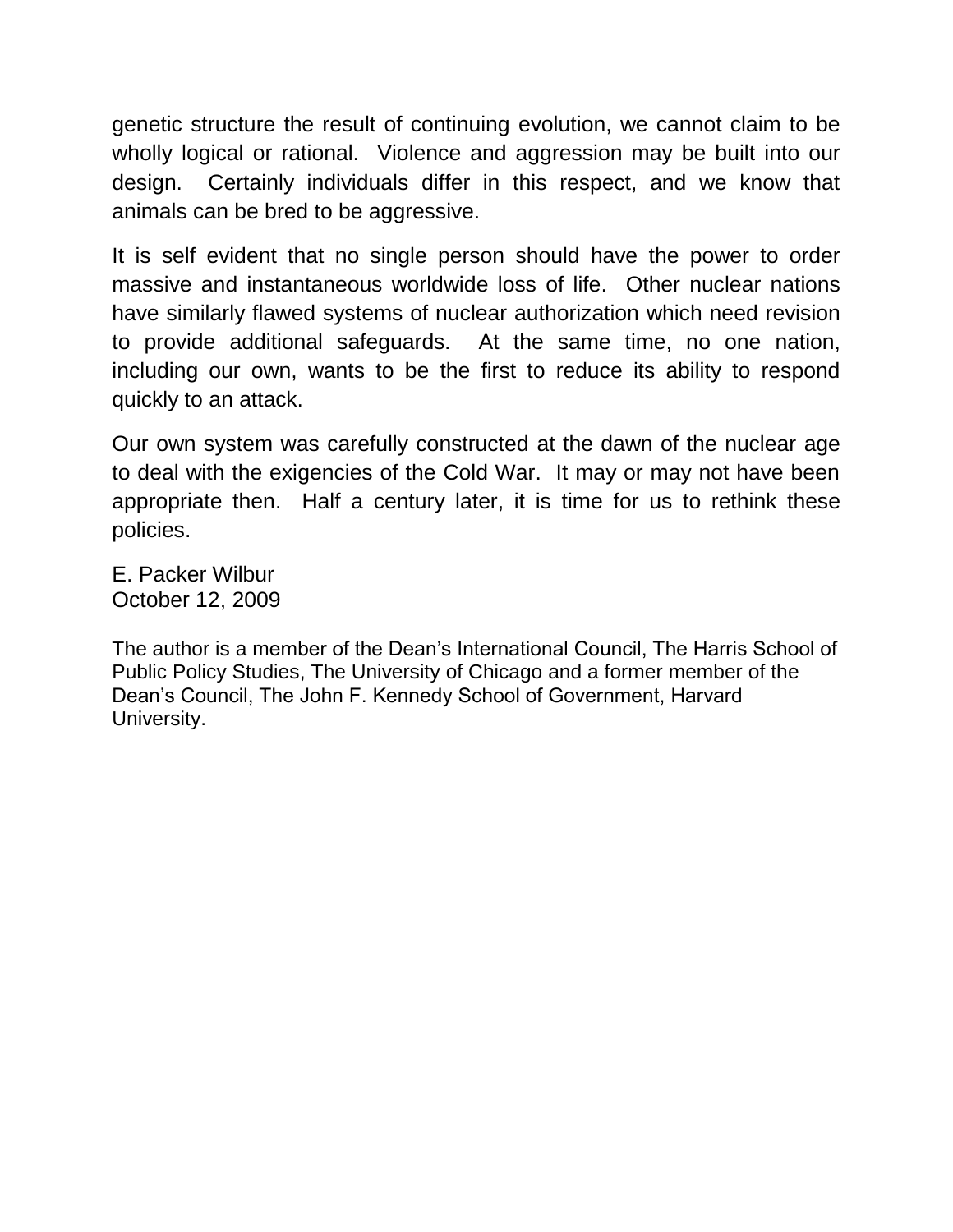genetic structure the result of continuing evolution, we cannot claim to be wholly logical or rational. Violence and aggression may be built into our design. Certainly individuals differ in this respect, and we know that animals can be bred to be aggressive.

It is self evident that no single person should have the power to order massive and instantaneous worldwide loss of life. Other nuclear nations have similarly flawed systems of nuclear authorization which need revision to provide additional safeguards. At the same time, no one nation, including our own, wants to be the first to reduce its ability to respond quickly to an attack.

Our own system was carefully constructed at the dawn of the nuclear age to deal with the exigencies of the Cold War. It may or may not have been appropriate then. Half a century later, it is time for us to rethink these policies.

E. Packer Wilbur
October 12, 2009

The author is a member of the Dean's International Council, The Harris School of Public Policy Studies, The University of Chicago and a former member of the Dean's Council, The John F. Kennedy School of Government, Harvard University.